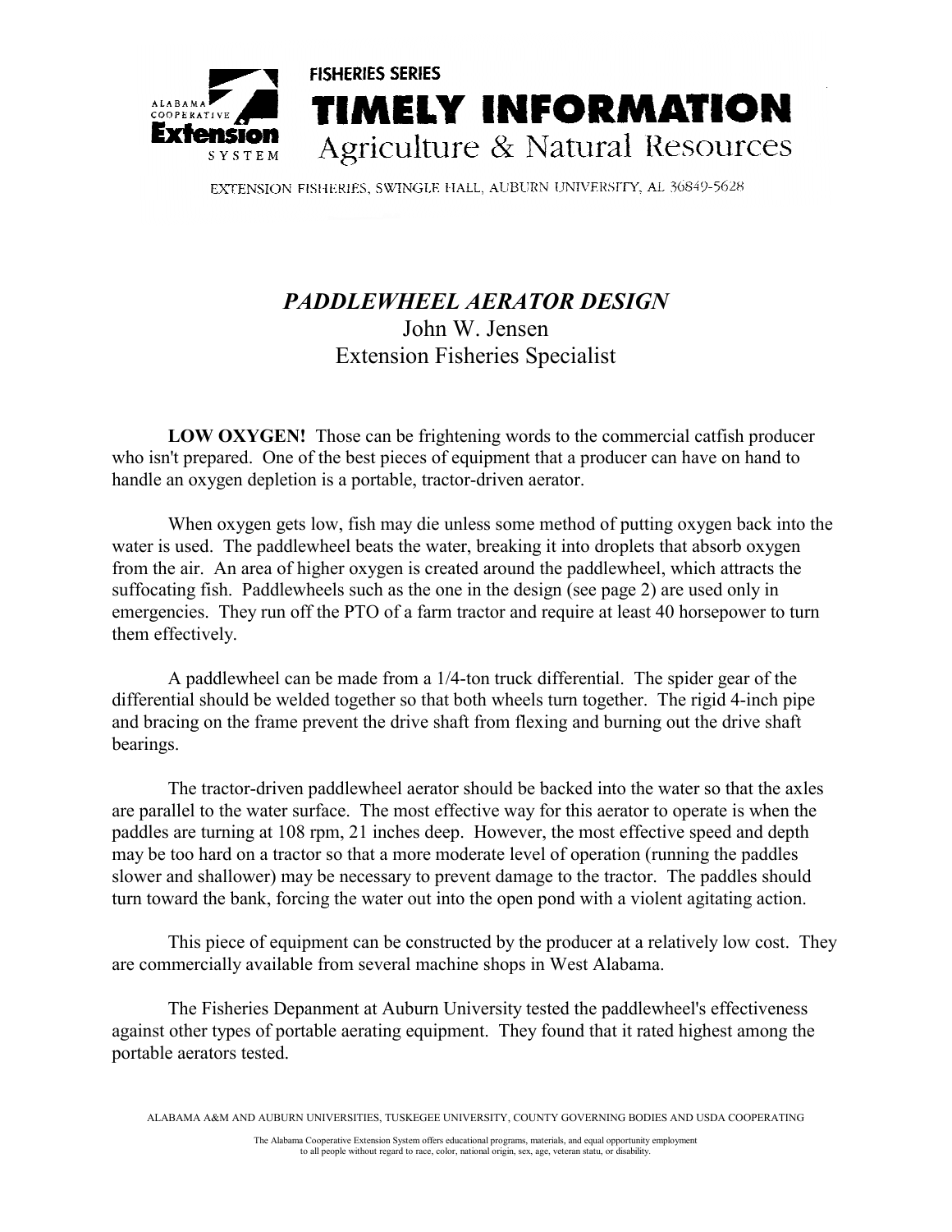FISHERIES SERIES

# TIMELY INFORMATION

Agriculture & Natural Resources

ALABAMA COOPERATIVE Extension SYSTEM

EXTENSION FISHERIES, SWINGLE HALL, AUBURN UNIVERSITY, AL 36849-5628

## *PADDLEWHEEL AERATOR DESIGN*

John W. Jensen
Extension Fisheries Specialist

**LOW OXYGEN!** Those can be frightening words to the commercial catfish producer who isn't prepared. One of the best pieces of equipment that a producer can have on hand to handle an oxygen depletion is a portable, tractor-driven aerator.

When oxygen gets low, fish may die unless some method of putting oxygen back into the water is used. The paddlewheel beats the water, breaking it into droplets that absorb oxygen from the air. An area of higher oxygen is created around the paddlewheel, which attracts the suffocating fish. Paddlewheels such as the one in the design (see page 2) are used only in emergencies. They run off the PTO of a farm tractor and require at least 40 horsepower to turn them effectively.

A paddlewheel can be made from a 1/4-ton truck differential. The spider gear of the differential should be welded together so that both wheels turn together. The rigid 4-inch pipe and bracing on the frame prevent the drive shaft from flexing and burning out the drive shaft bearings.

The tractor-driven paddlewheel aerator should be backed into the water so that the axles are parallel to the water surface. The most effective way for this aerator to operate is when the paddles are turning at 108 rpm, 21 inches deep. However, the most effective speed and depth may be too hard on a tractor so that a more moderate level of operation (running the paddles slower and shallower) may be necessary to prevent damage to the tractor. The paddles should turn toward the bank, forcing the water out into the open pond with a violent agitating action.

This piece of equipment can be constructed by the producer at a relatively low cost. They are commercially available from several machine shops in West Alabama.

The Fisheries Depanment at Auburn University tested the paddlewheel's effectiveness against other types of portable aerating equipment. They found that it rated highest among the portable aerators tested.

ALABAMA A&M AND AUBURN UNIVERSITIES, TUSKEGEE UNIVERSITY, COUNTY GOVERNING BODIES AND USDA COOPERATING

The Alabama Cooperative Extension System offers educational programs, materials, and equal opportunity employment to all people without regard to race, color, national origin, sex, age, veteran statu, or disability.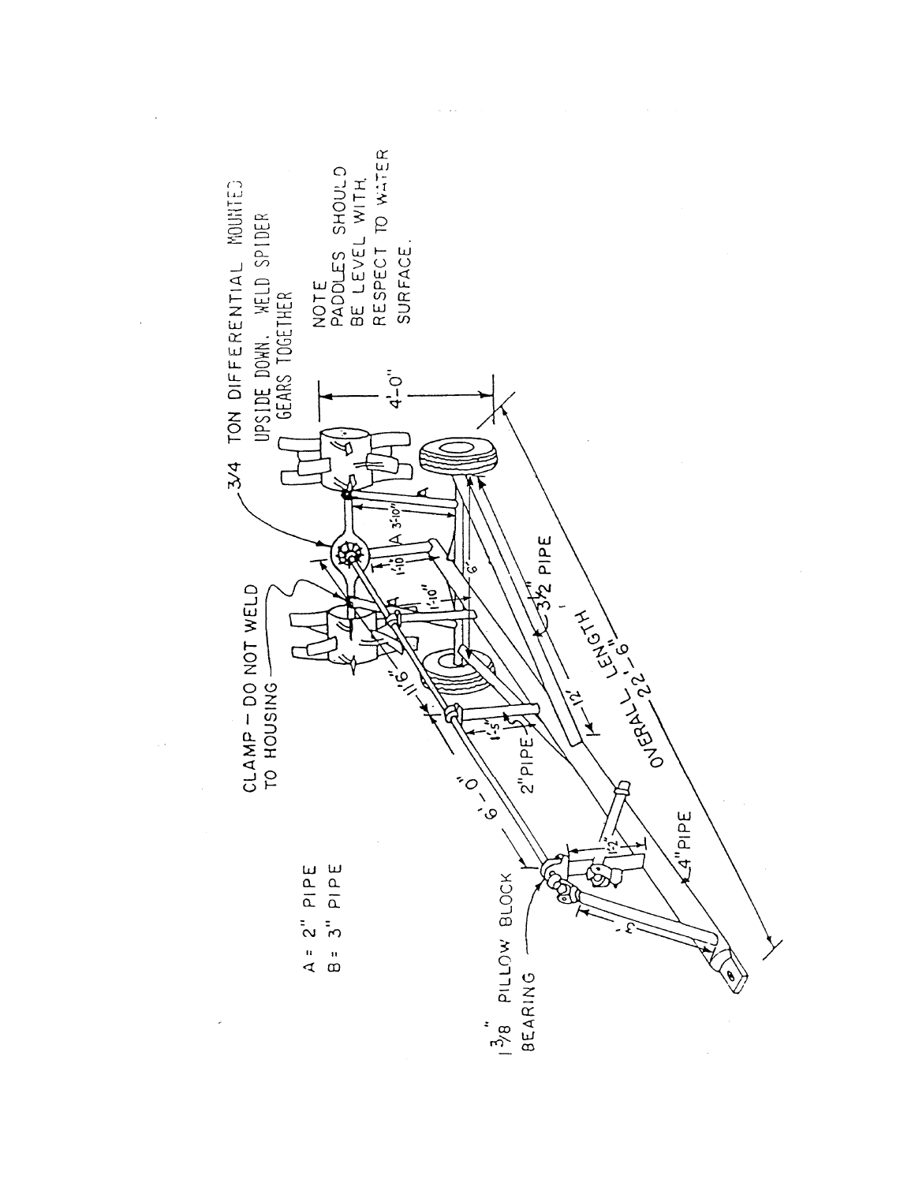A = 2" PIPE

B = 3" PIPE

3/4 TON DIFFERENTIAL MOUNTED UPSIDE DOWN. WELD SPIDER GEARS TOGETHER

CLAMP – DO NOT WELD TO HOUSING

NOTE
PADDLES SHOULD BE LEVEL WITH RESPECT TO WATER SURFACE.

1 3/8" PILLOW BLOCK BEARING

4'-0"

3'-10"

1'-10"

1'-10"

1'-10"

6'

3 1/2" PIPE

11'-6"

1'-5"

2" PIPE

12'

OVERALL LENGTH 22'-6"

9'-0"

1'-2"

4" PIPE

3'